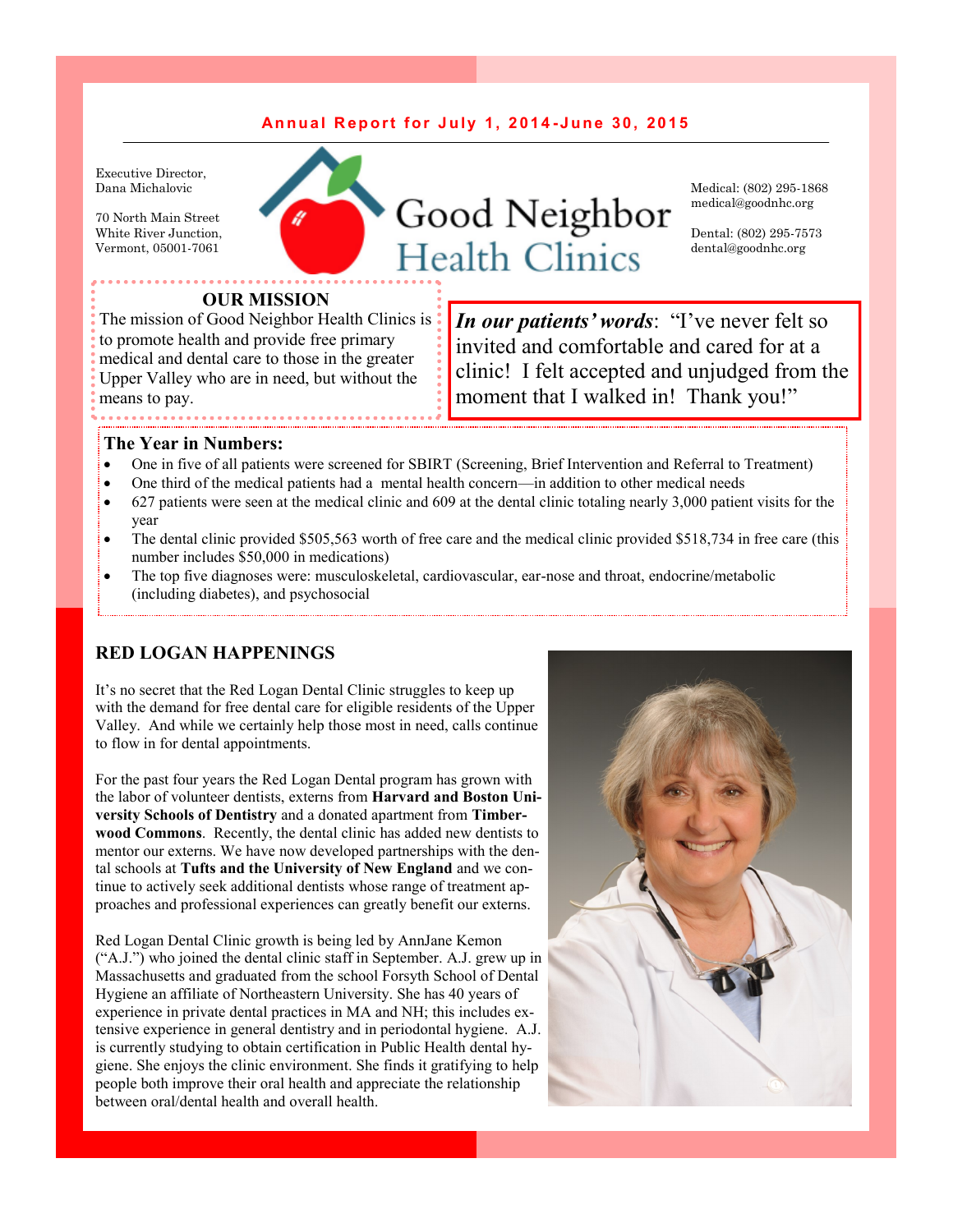**Annual Report for July 1, 2014-June 30, 2015**

Executive Director,
Dana Michalovic

70 North Main Street
White River Junction,
Vermont, 05001-7061

# Good Neighbor Health Clinics

Medical: (802) 295-1868
medical@goodnhc.org

Dental: (802) 295-7573
dental@goodnhc.org

## OUR MISSION

The mission of Good Neighbor Health Clinics is to promote health and provide free primary medical and dental care to those in the greater Upper Valley who are in need, but without the means to pay.

***In our patients' words***: "I've never felt so invited and comfortable and cared for at a clinic! I felt accepted and unjudged from the moment that I walked in! Thank you!"

## The Year in Numbers:

- One in five of all patients were screened for SBIRT (Screening, Brief Intervention and Referral to Treatment)
- One third of the medical patients had a mental health concern—in addition to other medical needs
- 627 patients were seen at the medical clinic and 609 at the dental clinic totaling nearly 3,000 patient visits for the year
- The dental clinic provided $505,563 worth of free care and the medical clinic provided $518,734 in free care (this number includes $50,000 in medications)
- The top five diagnoses were: musculoskeletal, cardiovascular, ear-nose and throat, endocrine/metabolic (including diabetes), and psychosocial

## RED LOGAN HAPPENINGS

It's no secret that the Red Logan Dental Clinic struggles to keep up with the demand for free dental care for eligible residents of the Upper Valley. And while we certainly help those most in need, calls continue to flow in for dental appointments.

For the past four years the Red Logan Dental program has grown with the labor of volunteer dentists, externs from **Harvard and Boston University Schools of Dentistry** and a donated apartment from **Timberwood Commons**. Recently, the dental clinic has added new dentists to mentor our externs. We have now developed partnerships with the dental schools at **Tufts and the University of New England** and we continue to actively seek additional dentists whose range of treatment approaches and professional experiences can greatly benefit our externs.

Red Logan Dental Clinic growth is being led by AnnJane Kemon ("A.J.") who joined the dental clinic staff in September. A.J. grew up in Massachusetts and graduated from the school Forsyth School of Dental Hygiene an affiliate of Northeastern University. She has 40 years of experience in private dental practices in MA and NH; this includes extensive experience in general dentistry and in periodontal hygiene. A.J. is currently studying to obtain certification in Public Health dental hygiene. She enjoys the clinic environment. She finds it gratifying to help people both improve their oral health and appreciate the relationship between oral/dental health and overall health.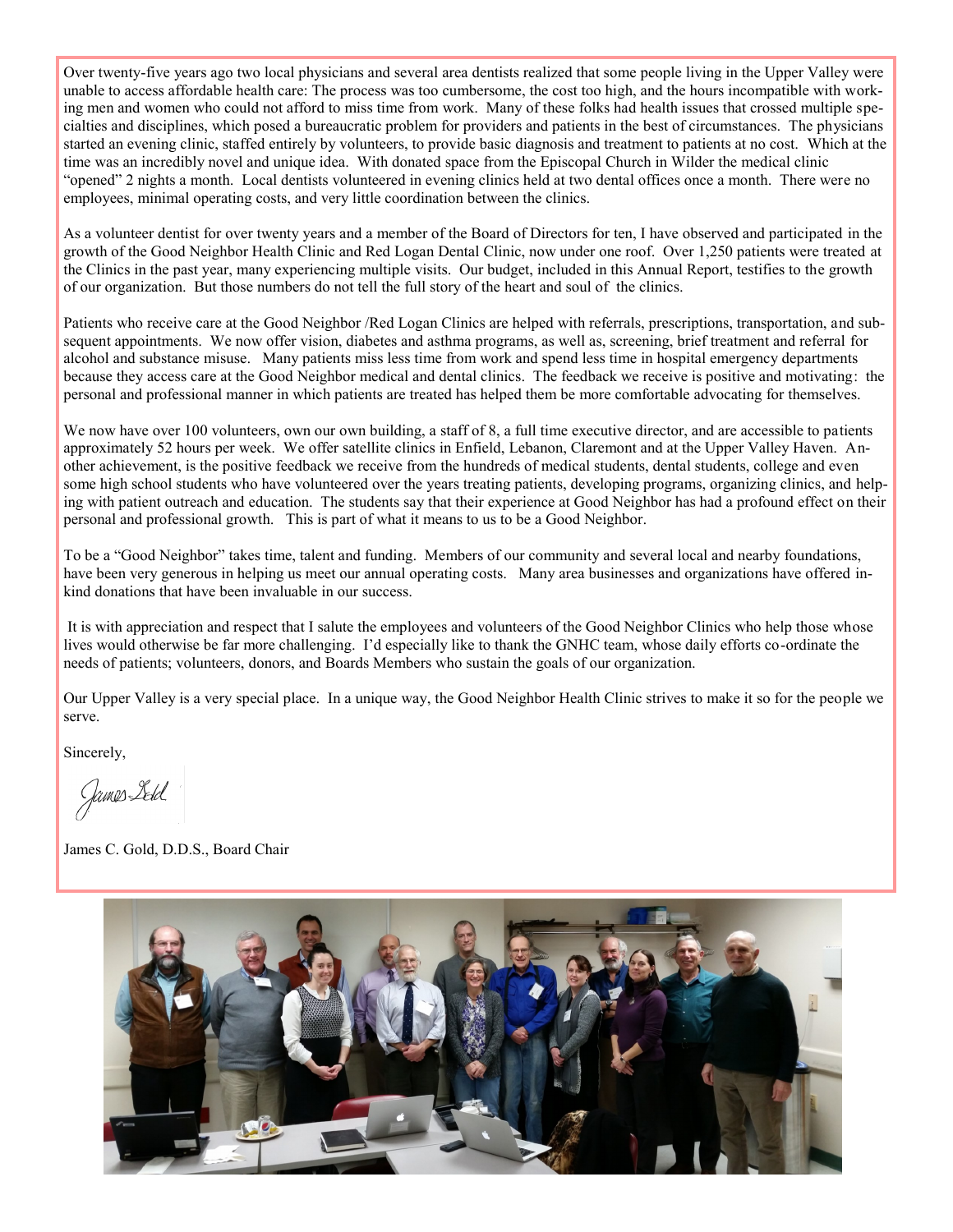Over twenty-five years ago two local physicians and several area dentists realized that some people living in the Upper Valley were unable to access affordable health care: The process was too cumbersome, the cost too high, and the hours incompatible with working men and women who could not afford to miss time from work. Many of these folks had health issues that crossed multiple specialties and disciplines, which posed a bureaucratic problem for providers and patients in the best of circumstances. The physicians started an evening clinic, staffed entirely by volunteers, to provide basic diagnosis and treatment to patients at no cost. Which at the time was an incredibly novel and unique idea. With donated space from the Episcopal Church in Wilder the medical clinic "opened" 2 nights a month. Local dentists volunteered in evening clinics held at two dental offices once a month. There were no employees, minimal operating costs, and very little coordination between the clinics.

As a volunteer dentist for over twenty years and a member of the Board of Directors for ten, I have observed and participated in the growth of the Good Neighbor Health Clinic and Red Logan Dental Clinic, now under one roof. Over 1,250 patients were treated at the Clinics in the past year, many experiencing multiple visits. Our budget, included in this Annual Report, testifies to the growth of our organization. But those numbers do not tell the full story of the heart and soul of the clinics.

Patients who receive care at the Good Neighbor /Red Logan Clinics are helped with referrals, prescriptions, transportation, and subsequent appointments. We now offer vision, diabetes and asthma programs, as well as, screening, brief treatment and referral for alcohol and substance misuse. Many patients miss less time from work and spend less time in hospital emergency departments because they access care at the Good Neighbor medical and dental clinics. The feedback we receive is positive and motivating: the personal and professional manner in which patients are treated has helped them be more comfortable advocating for themselves.

We now have over 100 volunteers, own our own building, a staff of 8, a full time executive director, and are accessible to patients approximately 52 hours per week. We offer satellite clinics in Enfield, Lebanon, Claremont and at the Upper Valley Haven. Another achievement, is the positive feedback we receive from the hundreds of medical students, dental students, college and even some high school students who have volunteered over the years treating patients, developing programs, organizing clinics, and helping with patient outreach and education. The students say that their experience at Good Neighbor has had a profound effect on their personal and professional growth. This is part of what it means to us to be a Good Neighbor.

To be a "Good Neighbor" takes time, talent and funding. Members of our community and several local and nearby foundations, have been very generous in helping us meet our annual operating costs. Many area businesses and organizations have offered in-kind donations that have been invaluable in our success.

It is with appreciation and respect that I salute the employees and volunteers of the Good Neighbor Clinics who help those whose lives would otherwise be far more challenging. I'd especially like to thank the GNHC team, whose daily efforts co-ordinate the needs of patients; volunteers, donors, and Boards Members who sustain the goals of our organization.

Our Upper Valley is a very special place. In a unique way, the Good Neighbor Health Clinic strives to make it so for the people we serve.

Sincerely,

James Gold

James C. Gold, D.D.S., Board Chair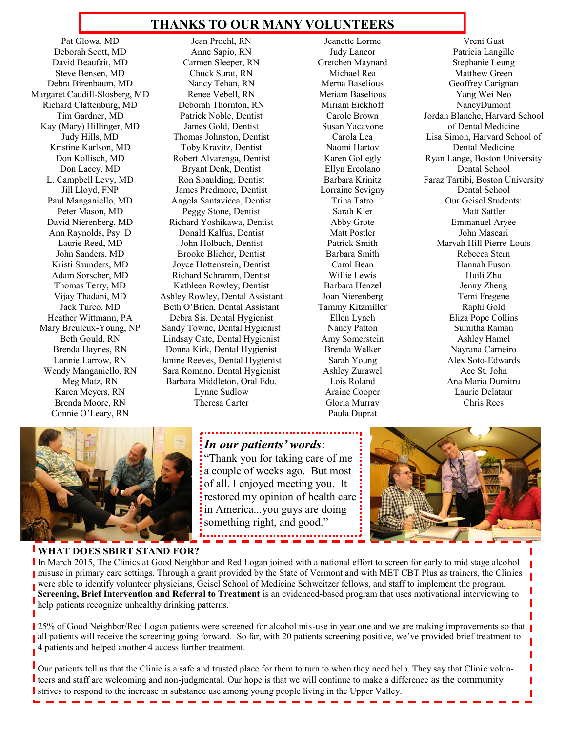## THANKS TO OUR MANY VOLUNTEERS

Pat Glowa, MD
Deborah Scott, MD
David Beaufait, MD
Steve Bensen, MD
Debra Birenbaum, MD
Margaret Caudill-Slosberg, MD
Richard Clattenburg, MD
Tim Gardner, MD
Kay (Mary) Hillinger, MD
Judy Hills, MD
Kristine Karlson, MD
Don Kollisch, MD
Don Lacey, MD
L. Campbell Levy, MD
Jill Lloyd, FNP
Paul Manganiello, MD
Peter Mason, MD
David Nierenberg, MD
Ann Raynolds, Psy. D
Laurie Reed, MD
John Sanders, MD
Kristi Saunders, MD
Adam Sorscher, MD
Thomas Terry, MD
Vijay Thadani, MD
Jack Turco, MD
Heather Wittmann, PA
Mary Breuleux-Young, NP
Beth Gould, RN
Brenda Haynes, RN
Lonnie Larrow, RN
Wendy Manganiello, RN
Meg Matz, RN
Karen Meyers, RN
Brenda Moore, RN
Connie O'Leary, RN

Jean Proehl, RN
Anne Sapio, RN
Carmen Sleeper, RN
Chuck Surat, RN
Nancy Tehan, RN
Renee Vebell, RN
Deborah Thornton, RN
Patrick Noble, Dentist
James Gold, Dentist
Thomas Johnston, Dentist
Toby Kravitz, Dentist
Robert Alvarenga, Dentist
Bryant Denk, Dentist
Ron Spaulding, Dentist
James Predmore, Dentist
Angela Santavicca, Dentist
Peggy Stone, Dentist
Richard Yoshikawa, Dentist
Donald Kalfus, Dentist
John Holbach, Dentist
Brooke Blicher, Dentist
Joyce Hottenstein, Dentist
Richard Schramm, Dentist
Kathleen Rowley, Dentist
Ashley Rowley, Dental Assistant
Beth O'Brien, Dental Assistant
Debra Sis, Dental Hygienist
Sandy Towne, Dental Hygienist
Lindsay Cate, Dental Hygienist
Donna Kirk, Dental Hygienist
Janine Reeves, Dental Hygienist
Sara Romano, Dental Hygienist
Barbara Middleton, Oral Edu.
Lynne Sudlow
Theresa Carter

Jeanette Lorme
Judy Lancor
Gretchen Maynard
Michael Rea
Merna Baselious
Meriam Baselious
Miriam Eickhoff
Carole Brown
Susan Yacavone
Carola Lea
Naomi Hartov
Karen Gollegly
Ellyn Ercolano
Barbara Krinitz
Lorraine Sevigny
Trina Tatro
Sarah Kler
Abby Grote
Matt Postler
Patrick Smith
Barbara Smith
Carol Bean
Willie Lewis
Barbara Henzel
Joan Nierenberg
Tammy Kitzmiller
Ellen Lynch
Nancy Patton
Amy Somerstein
Brenda Walker
Sarah Young
Ashley Zurawel
Lois Roland
Araine Cooper
Gloria Murray
Paula Duprat

Vreni Gust
Patricia Langille
Stephanie Leung
Matthew Green
Geoffrey Carignan
Yang Wei Neo
NancyDumont
Jordan Blanche, Harvard School of Dental Medicine
Lisa Simon, Harvard School of Dental Medicine
Ryan Lange, Boston University Dental School
Faraz Tartibi, Boston University Dental School
Our Geisel Students:
Matt Sattler
Emmanuel Aryee
John Mascari
Marvah Hill Pierre-Louis
Rebecca Stern
Hannah Fuson
Huili Zhu
Jenny Zheng
Temi Fregene
Raphi Gold
Eliza Pope Collins
Sumitha Raman
Ashley Hamel
Nayrana Carneiro
Alex Soto-Edwards
Ace St. John
Ana Maria Dumitru
Laurie Delataur
Chris Rees

***In our patients' words*:**
"Thank you for taking care of me a couple of weeks ago. But most of all, I enjoyed meeting you. It restored my opinion of health care in America...you guys are doing something right, and good."

### WHAT DOES SBIRT STAND FOR?

In March 2015, The Clinics at Good Neighbor and Red Logan joined with a national effort to screen for early to mid stage alcohol misuse in primary care settings. Through a grant provided by the State of Vermont and with MET CBT Plus as trainers, the Clinics were able to identify volunteer physicians, Geisel School of Medicine Schweitzer fellows, and staff to implement the program. **Screening, Brief Intervention and Referral to Treatment** is an evidenced-based program that uses motivational interviewing to help patients recognize unhealthy drinking patterns.

25% of Good Neighbor/Red Logan patients were screened for alcohol mis-use in year one and we are making improvements so that all patients will receive the screening going forward. So far, with 20 patients screening positive, we've provided brief treatment to 4 patients and helped another 4 access further treatment.

Our patients tell us that the Clinic is a safe and trusted place for them to turn to when they need help. They say that Clinic volunteers and staff are welcoming and non-judgmental. Our hope is that we will continue to make a difference as the community strives to respond to the increase in substance use among young people living in the Upper Valley.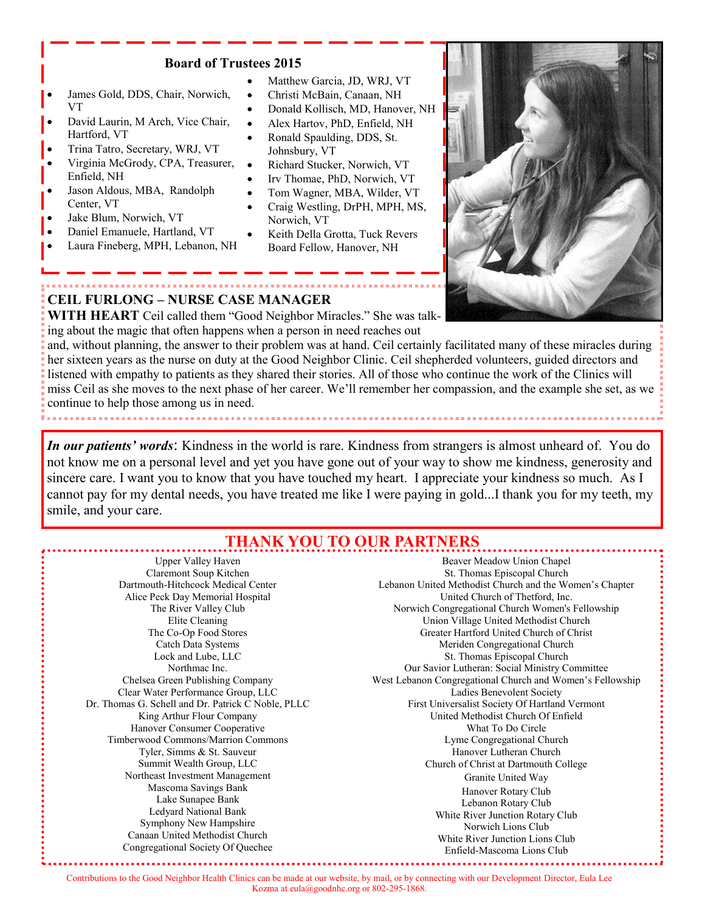## Board of Trustees 2015

- James Gold, DDS, Chair, Norwich, VT
- David Laurin, M Arch, Vice Chair, Hartford, VT
- Trina Tatro, Secretary, WRJ, VT
- Virginia McGrody, CPA, Treasurer, Enfield, NH
- Jason Aldous, MBA, Randolph Center, VT
- Jake Blum, Norwich, VT
- Daniel Emanuele, Hartland, VT
- Laura Fineberg, MPH, Lebanon, NH
- Matthew Garcia, JD, WRJ, VT
- Christi McBain, Canaan, NH
- Donald Kollisch, MD, Hanover, NH
- Alex Hartov, PhD, Enfield, NH
- Ronald Spaulding, DDS, St. Johnsbury, VT
- Richard Stucker, Norwich, VT
- Irv Thomae, PhD, Norwich, VT
- Tom Wagner, MBA, Wilder, VT
- Craig Westling, DrPH, MPH, MS, Norwich, VT
- Keith Della Grotta, Tuck Revers Board Fellow, Hanover, NH

**CEIL FURLONG – NURSE CASE MANAGER WITH HEART** Ceil called them "Good Neighbor Miracles." She was talking about the magic that often happens when a person in need reaches out and, without planning, the answer to their problem was at hand. Ceil certainly facilitated many of these miracles during her sixteen years as the nurse on duty at the Good Neighbor Clinic. Ceil shepherded volunteers, guided directors and listened with empathy to patients as they shared their stories. All of those who continue the work of the Clinics will miss Ceil as she moves to the next phase of her career. We'll remember her compassion, and the example she set, as we continue to help those among us in need.

***In our patients' words***: Kindness in the world is rare. Kindness from strangers is almost unheard of. You do not know me on a personal level and yet you have gone out of your way to show me kindness, generosity and sincere care. I want you to know that you have touched my heart. I appreciate your kindness so much. As I cannot pay for my dental needs, you have treated me like I were paying in gold...I thank you for my teeth, my smile, and your care.

## THANK YOU TO OUR PARTNERS

Upper Valley Haven
Claremont Soup Kitchen
Dartmouth-Hitchcock Medical Center
Alice Peck Day Memorial Hospital
The River Valley Club
Elite Cleaning
The Co-Op Food Stores
Catch Data Systems
Lock and Lube, LLC
Northmac Inc.
Chelsea Green Publishing Company
Clear Water Performance Group, LLC
Dr. Thomas G. Schell and Dr. Patrick C Noble, PLLC
King Arthur Flour Company
Hanover Consumer Cooperative
Timberwood Commons/Marrion Commons
Tyler, Simms & St. Sauveur
Summit Wealth Group, LLC
Northeast Investment Management
Mascoma Savings Bank
Lake Sunapee Bank
Ledyard National Bank
Symphony New Hampshire
Canaan United Methodist Church
Congregational Society Of Quechee
Beaver Meadow Union Chapel
St. Thomas Episcopal Church
Lebanon United Methodist Church and the Women's Chapter
United Church of Thetford, Inc.
Norwich Congregational Church Women's Fellowship
Union Village United Methodist Church
Greater Hartford United Church of Christ
Meriden Congregational Church
St. Thomas Episcopal Church
Our Savior Lutheran: Social Ministry Committee
West Lebanon Congregational Church and Women's Fellowship
Ladies Benevolent Society
First Universalist Society Of Hartland Vermont
United Methodist Church Of Enfield
What To Do Circle
Lyme Congregational Church
Hanover Lutheran Church
Church of Christ at Dartmouth College
Granite United Way
Hanover Rotary Club
Lebanon Rotary Club
White River Junction Rotary Club
Norwich Lions Club
White River Junction Lions Club
Enfield-Mascoma Lions Club

Contributions to the Good Neighbor Health Clinics can be made at our website, by mail, or by connecting with our Development Director, Eula Lee Kozma at eula@goodnhc.org or 802-295-1868.